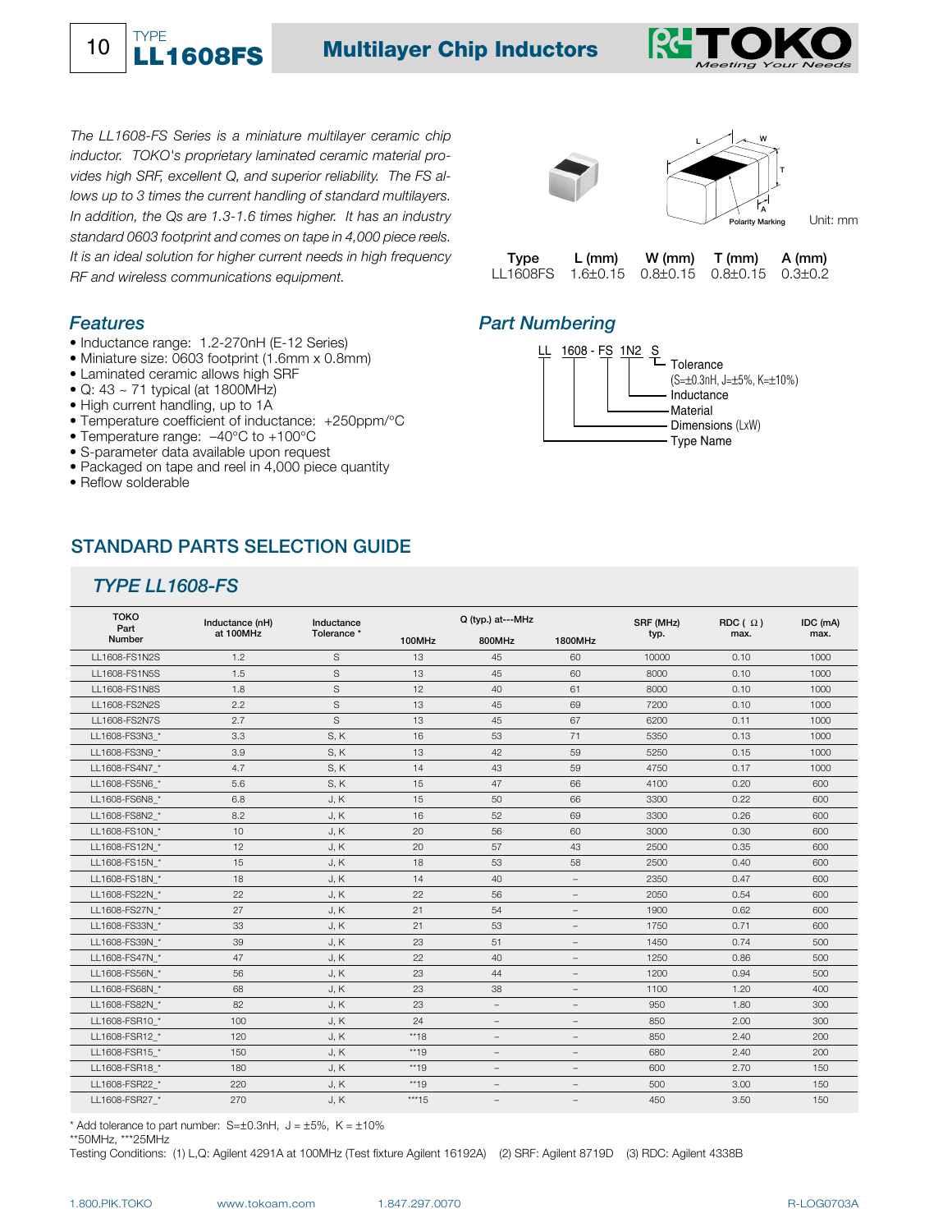# TYPE LL1608FS

## Multilayer Chip Inductors

*The LL1608-FS Series is a miniature multilayer ceramic chip inductor. TOKO's proprietary laminated ceramic material provides high SRF, excellent Q, and superior reliability. The FS allows up to 3 times the current handling of standard multilayers. In addition, the Qs are 1.3-1.6 times higher. It has an industry standard 0603 footprint and comes on tape in 4,000 piece reels. It is an ideal solution for higher current needs in high frequency RF and wireless communications equipment.*

L
W
T
A
Polarity Marking
Unit: mm

| Type | L (mm) | W (mm) | T (mm) | A (mm) |
|---|---|---|---|---|
| LL1608FS | 1.6±0.15 | 0.8±0.15 | 0.8±0.15 | 0.3±0.2 |

### Features

- Inductance range: 1.2-270nH (E-12 Series)
- Miniature size: 0603 footprint (1.6mm x 0.8mm)
- Laminated ceramic allows high SRF
- Q: 43 ~ 71 typical (at 1800MHz)
- High current handling, up to 1A
- Temperature coefficient of inductance: +250ppm/°C
- Temperature range: –40°C to +100°C
- S-parameter data available upon request
- Packaged on tape and reel in 4,000 piece quantity
- Reflow solderable

### Part Numbering

LL 1608 - FS 1N2 S

- S — Tolerance (S=±0.3nH, J=±5%, K=±10%)
- 1N2 — Inductance
- FS — Material
- 1608 — Dimensions (LxW)
- LL — Type Name

## STANDARD PARTS SELECTION GUIDE

### TYPE LL1608-FS

| TOKO Part Number | Inductance (nH) at 100MHz | Inductance Tolerance * | Q (typ.) at---MHz | | | SRF (MHz) typ. | RDC (Ω) max. | IDC (mA) max. |
|---|---|---|---|---|---|---|---|---|
| | | | 100MHz | 800MHz | 1800MHz | | | |
| LL1608-FS1N2S | 1.2 | S | 13 | 45 | 60 | 10000 | 0.10 | 1000 |
| LL1608-FS1N5S | 1.5 | S | 13 | 45 | 60 | 8000 | 0.10 | 1000 |
| LL1608-FS1N8S | 1.8 | S | 12 | 40 | 61 | 8000 | 0.10 | 1000 |
| LL1608-FS2N2S | 2.2 | S | 13 | 45 | 69 | 7200 | 0.10 | 1000 |
| LL1608-FS2N7S | 2.7 | S | 13 | 45 | 67 | 6200 | 0.11 | 1000 |
| LL1608-FS3N3_* | 3.3 | S, K | 16 | 53 | 71 | 5350 | 0.13 | 1000 |
| LL1608-FS3N9_* | 3.9 | S, K | 13 | 42 | 59 | 5250 | 0.15 | 1000 |
| LL1608-FS4N7_* | 4.7 | S, K | 14 | 43 | 59 | 4750 | 0.17 | 1000 |
| LL1608-FS5N6_* | 5.6 | S, K | 15 | 47 | 66 | 4100 | 0.20 | 600 |
| LL1608-FS6N8_* | 6.8 | J, K | 15 | 50 | 66 | 3300 | 0.22 | 600 |
| LL1608-FS8N2_* | 8.2 | J, K | 16 | 52 | 69 | 3300 | 0.26 | 600 |
| LL1608-FS10N_* | 10 | J, K | 20 | 56 | 60 | 3000 | 0.30 | 600 |
| LL1608-FS12N_* | 12 | J, K | 20 | 57 | 43 | 2500 | 0.35 | 600 |
| LL1608-FS15N_* | 15 | J, K | 18 | 53 | 58 | 2500 | 0.40 | 600 |
| LL1608-FS18N_* | 18 | J, K | 14 | 40 | – | 2350 | 0.47 | 600 |
| LL1608-FS22N_* | 22 | J, K | 22 | 56 | – | 2050 | 0.54 | 600 |
| LL1608-FS27N_* | 27 | J, K | 21 | 54 | – | 1900 | 0.62 | 600 |
| LL1608-FS33N_* | 33 | J, K | 21 | 53 | – | 1750 | 0.71 | 600 |
| LL1608-FS39N_* | 39 | J, K | 23 | 51 | – | 1450 | 0.74 | 500 |
| LL1608-FS47N_* | 47 | J, K | 22 | 40 | – | 1250 | 0.86 | 500 |
| LL1608-FS56N_* | 56 | J, K | 23 | 44 | – | 1200 | 0.94 | 500 |
| LL1608-FS68N_* | 68 | J, K | 23 | 38 | – | 1100 | 1.20 | 400 |
| LL1608-FS82N_* | 82 | J, K | 23 | – | – | 950 | 1.80 | 300 |
| LL1608-FSR10_* | 100 | J, K | 24 | – | – | 850 | 2.00 | 300 |
| LL1608-FSR12_* | 120 | J, K | **18 | – | – | 850 | 2.40 | 200 |
| LL1608-FSR15_* | 150 | J, K | **19 | – | – | 680 | 2.40 | 200 |
| LL1608-FSR18_* | 180 | J, K | **19 | – | – | 600 | 2.70 | 150 |
| LL1608-FSR22_* | 220 | J, K | **19 | – | – | 500 | 3.00 | 150 |
| LL1608-FSR27_* | 270 | J, K | ***15 | – | – | 450 | 3.50 | 150 |

* Add tolerance to part number: S=±0.3nH, J = ±5%, K = ±10%
**50MHz, ***25MHz
Testing Conditions: (1) L,Q: Agilent 4291A at 100MHz (Test fixture Agilent 16192A) (2) SRF: Agilent 8719D (3) RDC: Agilent 4338B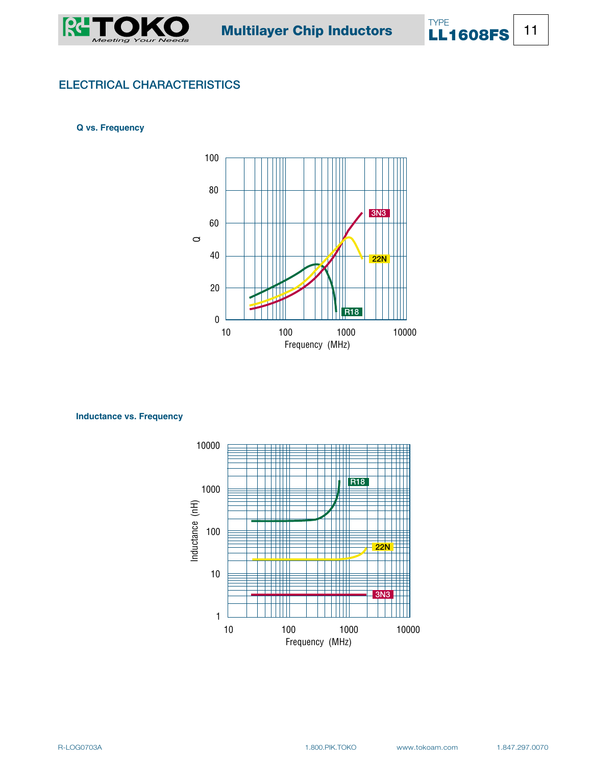## ELECTRICAL CHARACTERISTICS

### Q vs. Frequency

100
80
60
40
20
0
Q
10
100
1000
10000
Frequency (MHz)
3N3
22N
R18

### Inductance vs. Frequency

10000
1000
100
10
1
Inductance (nH)
10
100
1000
10000
Frequency (MHz)
R18
22N
3N3

R-LOG0703A 1.800.PIK.TOKO www.tokoam.com 1.847.297.0070